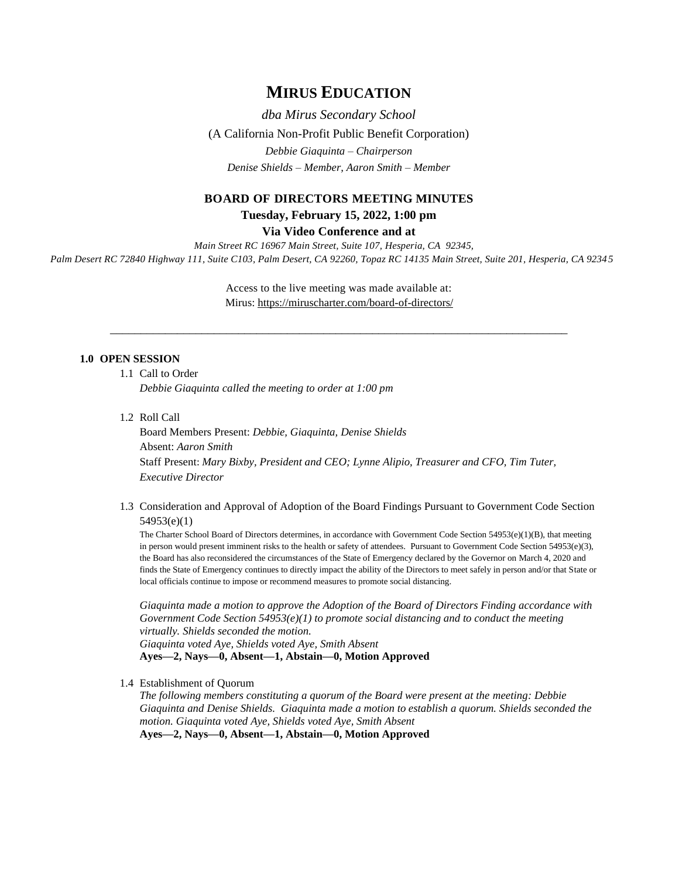# MIRUS EDUCATION

*dba Mirus Secondary School*

(A California Non-Profit Public Benefit Corporation)

*Debbie Giaquinta – Chairperson*

*Denise Shields – Member, Aaron Smith – Member*

**BOARD OF DIRECTORS MEETING MINUTES**

**Tuesday, February 15, 2022, 1:00 pm**

**Via Video Conference and at**

*Main Street RC 16967 Main Street, Suite 107, Hesperia, CA 92345, Palm Desert RC 72840 Highway 111, Suite C103, Palm Desert, CA 92260, Topaz RC 14135 Main Street, Suite 201, Hesperia, CA 92345*

Access to the live meeting was made available at:
Mirus: https://miruscharter.com/board-of-directors/

---

**1.0 OPEN SESSION**

1.1 Call to Order

*Debbie Giaquinta called the meeting to order at 1:00 pm*

1.2 Roll Call

Board Members Present: *Debbie, Giaquinta, Denise Shields*
Absent: *Aaron Smith*
Staff Present: *Mary Bixby, President and CEO; Lynne Alipio, Treasurer and CFO, Tim Tuter, Executive Director*

1.3 Consideration and Approval of Adoption of the Board Findings Pursuant to Government Code Section 54953(e)(1)

The Charter School Board of Directors determines, in accordance with Government Code Section 54953(e)(1)(B), that meeting in person would present imminent risks to the health or safety of attendees. Pursuant to Government Code Section 54953(e)(3), the Board has also reconsidered the circumstances of the State of Emergency declared by the Governor on March 4, 2020 and finds the State of Emergency continues to directly impact the ability of the Directors to meet safely in person and/or that State or local officials continue to impose or recommend measures to promote social distancing.

*Giaquinta made a motion to approve the Adoption of the Board of Directors Finding accordance with Government Code Section 54953(e)(1) to promote social distancing and to conduct the meeting virtually. Shields seconded the motion.*
*Giaquinta voted Aye, Shields voted Aye, Smith Absent*
**Ayes—2, Nays—0, Absent—1, Abstain—0, Motion Approved**

1.4 Establishment of Quorum

*The following members constituting a quorum of the Board were present at the meeting: Debbie Giaquinta and Denise Shields. Giaquinta made a motion to establish a quorum. Shields seconded the motion. Giaquinta voted Aye, Shields voted Aye, Smith Absent*
**Ayes—2, Nays—0, Absent—1, Abstain—0, Motion Approved**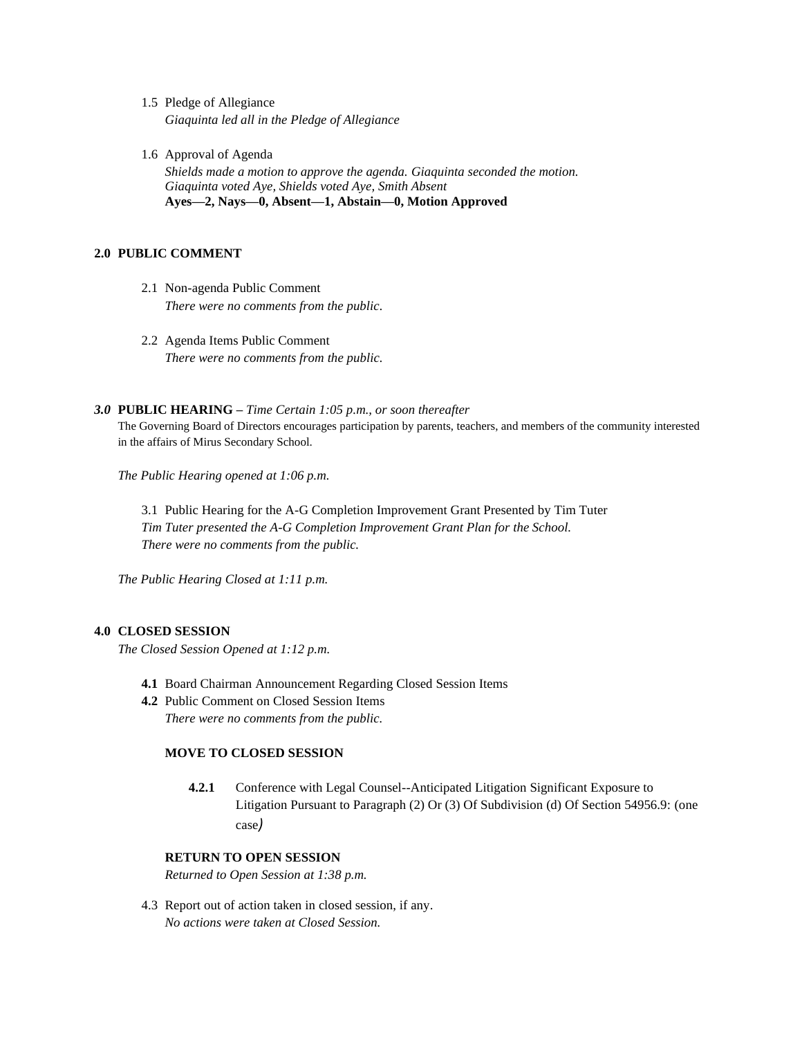1.5 Pledge of Allegiance
*Giaquinta led all in the Pledge of Allegiance*

1.6 Approval of Agenda
*Shields made a motion to approve the agenda. Giaquinta seconded the motion.*
*Giaquinta voted Aye, Shields voted Aye, Smith Absent*
**Ayes—2, Nays—0, Absent—1, Abstain—0, Motion Approved**

## 2.0 PUBLIC COMMENT

2.1 Non-agenda Public Comment
*There were no comments from the public.*

2.2 Agenda Items Public Comment
*There were no comments from the public.*

## *3.0* PUBLIC HEARING – *Time Certain 1:05 p.m., or soon thereafter*

The Governing Board of Directors encourages participation by parents, teachers, and members of the community interested in the affairs of Mirus Secondary School.

*The Public Hearing opened at 1:06 p.m.*

3.1 Public Hearing for the A-G Completion Improvement Grant Presented by Tim Tuter
*Tim Tuter presented the A-G Completion Improvement Grant Plan for the School.*
*There were no comments from the public.*

*The Public Hearing Closed at 1:11 p.m.*

## 4.0 CLOSED SESSION

*The Closed Session Opened at 1:12 p.m.*

**4.1** Board Chairman Announcement Regarding Closed Session Items

**4.2** Public Comment on Closed Session Items
*There were no comments from the public.*

**MOVE TO CLOSED SESSION**

**4.2.1** Conference with Legal Counsel--Anticipated Litigation Significant Exposure to Litigation Pursuant to Paragraph (2) Or (3) Of Subdivision (d) Of Section 54956.9: (one case)

**RETURN TO OPEN SESSION**
*Returned to Open Session at 1:38 p.m.*

4.3 Report out of action taken in closed session, if any.
*No actions were taken at Closed Session.*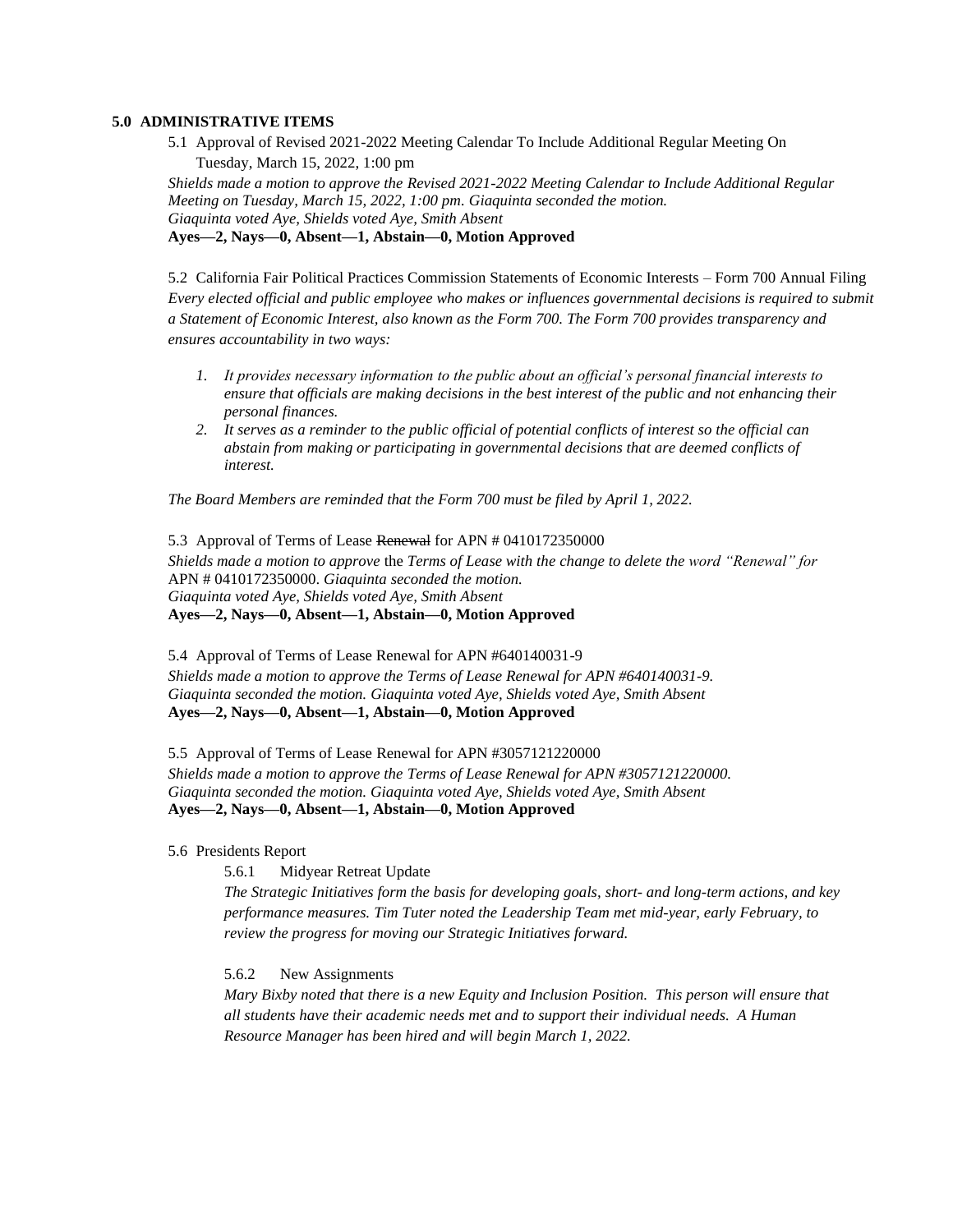**5.0 ADMINISTRATIVE ITEMS**

5.1 Approval of Revised 2021-2022 Meeting Calendar To Include Additional Regular Meeting On Tuesday, March 15, 2022, 1:00 pm

*Shields made a motion to approve the Revised 2021-2022 Meeting Calendar to Include Additional Regular Meeting on Tuesday, March 15, 2022, 1:00 pm. Giaquinta seconded the motion.*
*Giaquinta voted Aye, Shields voted Aye, Smith Absent*
**Ayes—2, Nays—0, Absent—1, Abstain—0, Motion Approved**

5.2 California Fair Political Practices Commission Statements of Economic Interests – Form 700 Annual Filing

*Every elected official and public employee who makes or influences governmental decisions is required to submit a Statement of Economic Interest, also known as the Form 700. The Form 700 provides transparency and ensures accountability in two ways:*

1. *It provides necessary information to the public about an official's personal financial interests to ensure that officials are making decisions in the best interest of the public and not enhancing their personal finances.*
2. *It serves as a reminder to the public official of potential conflicts of interest so the official can abstain from making or participating in governmental decisions that are deemed conflicts of interest.*

*The Board Members are reminded that the Form 700 must be filed by April 1, 2022.*

5.3 Approval of Terms of Lease ~~Renewal~~ for APN # 0410172350000

*Shields made a motion to approve* the *Terms of Lease with the change to delete the word "Renewal" for* APN # 0410172350000. *Giaquinta seconded the motion.*
*Giaquinta voted Aye, Shields voted Aye, Smith Absent*
**Ayes—2, Nays—0, Absent—1, Abstain—0, Motion Approved**

5.4 Approval of Terms of Lease Renewal for APN #640140031-9

*Shields made a motion to approve the Terms of Lease Renewal for APN #640140031-9. Giaquinta seconded the motion. Giaquinta voted Aye, Shields voted Aye, Smith Absent*
**Ayes—2, Nays—0, Absent—1, Abstain—0, Motion Approved**

5.5 Approval of Terms of Lease Renewal for APN #3057121220000

*Shields made a motion to approve the Terms of Lease Renewal for APN #3057121220000. Giaquinta seconded the motion. Giaquinta voted Aye, Shields voted Aye, Smith Absent*
**Ayes—2, Nays—0, Absent—1, Abstain—0, Motion Approved**

5.6 Presidents Report

5.6.1 Midyear Retreat Update

*The Strategic Initiatives form the basis for developing goals, short- and long-term actions, and key performance measures. Tim Tuter noted the Leadership Team met mid-year, early February, to review the progress for moving our Strategic Initiatives forward.*

5.6.2 New Assignments

*Mary Bixby noted that there is a new Equity and Inclusion Position. This person will ensure that all students have their academic needs met and to support their individual needs. A Human Resource Manager has been hired and will begin March 1, 2022.*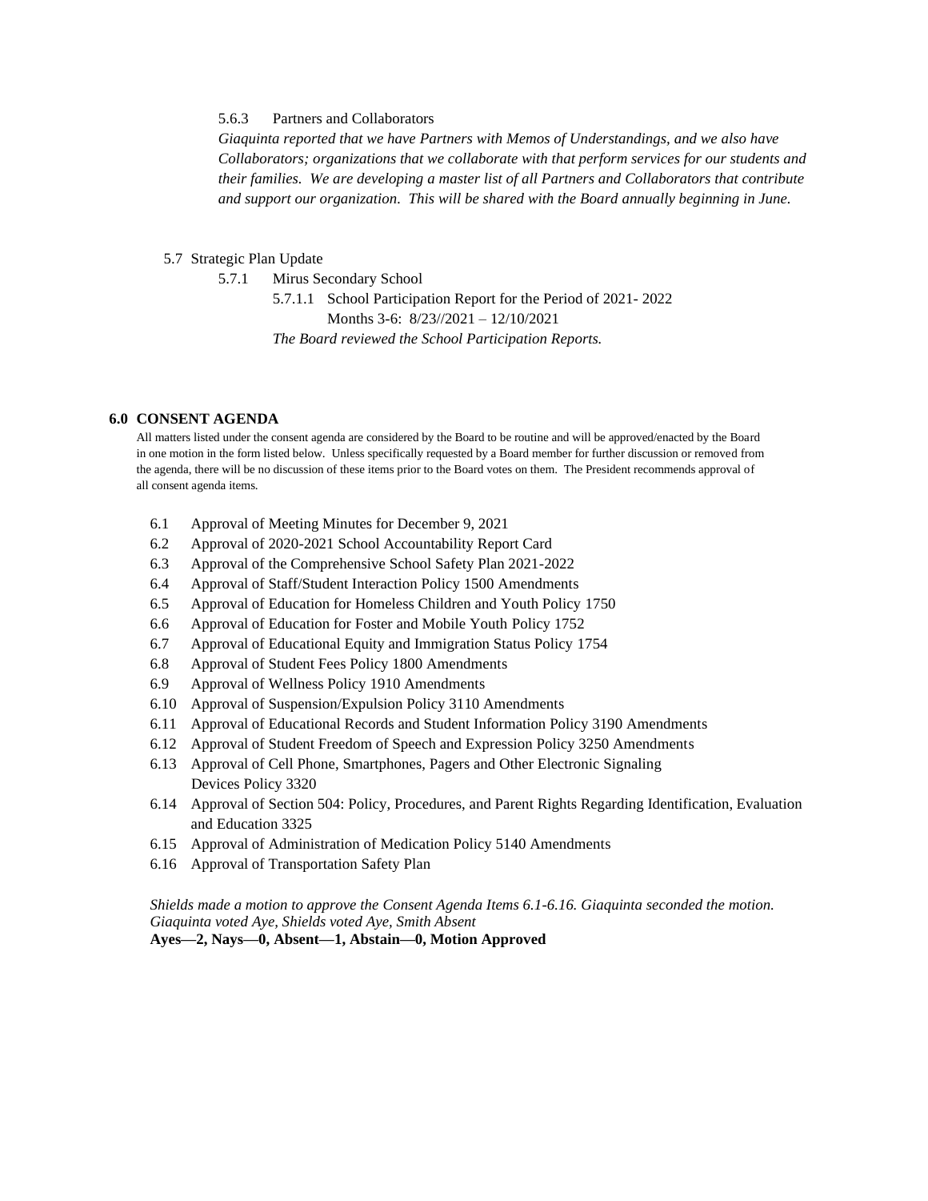5.6.3 Partners and Collaborators

*Giaquinta reported that we have Partners with Memos of Understandings, and we also have Collaborators; organizations that we collaborate with that perform services for our students and their families. We are developing a master list of all Partners and Collaborators that contribute and support our organization. This will be shared with the Board annually beginning in June.*

5.7 Strategic Plan Update

5.7.1 Mirus Secondary School

5.7.1.1 School Participation Report for the Period of 2021- 2022
Months 3-6: 8/23//2021 – 12/10/2021

*The Board reviewed the School Participation Reports.*

## 6.0 CONSENT AGENDA

All matters listed under the consent agenda are considered by the Board to be routine and will be approved/enacted by the Board in one motion in the form listed below. Unless specifically requested by a Board member for further discussion or removed from the agenda, there will be no discussion of these items prior to the Board votes on them. The President recommends approval of all consent agenda items.

- 6.1 Approval of Meeting Minutes for December 9, 2021
- 6.2 Approval of 2020-2021 School Accountability Report Card
- 6.3 Approval of the Comprehensive School Safety Plan 2021-2022
- 6.4 Approval of Staff/Student Interaction Policy 1500 Amendments
- 6.5 Approval of Education for Homeless Children and Youth Policy 1750
- 6.6 Approval of Education for Foster and Mobile Youth Policy 1752
- 6.7 Approval of Educational Equity and Immigration Status Policy 1754
- 6.8 Approval of Student Fees Policy 1800 Amendments
- 6.9 Approval of Wellness Policy 1910 Amendments
- 6.10 Approval of Suspension/Expulsion Policy 3110 Amendments
- 6.11 Approval of Educational Records and Student Information Policy 3190 Amendments
- 6.12 Approval of Student Freedom of Speech and Expression Policy 3250 Amendments
- 6.13 Approval of Cell Phone, Smartphones, Pagers and Other Electronic Signaling Devices Policy 3320
- 6.14 Approval of Section 504: Policy, Procedures, and Parent Rights Regarding Identification, Evaluation and Education 3325
- 6.15 Approval of Administration of Medication Policy 5140 Amendments
- 6.16 Approval of Transportation Safety Plan

*Shields made a motion to approve the Consent Agenda Items 6.1-6.16. Giaquinta seconded the motion. Giaquinta voted Aye, Shields voted Aye, Smith Absent*

**Ayes—2, Nays—0, Absent—1, Abstain—0, Motion Approved**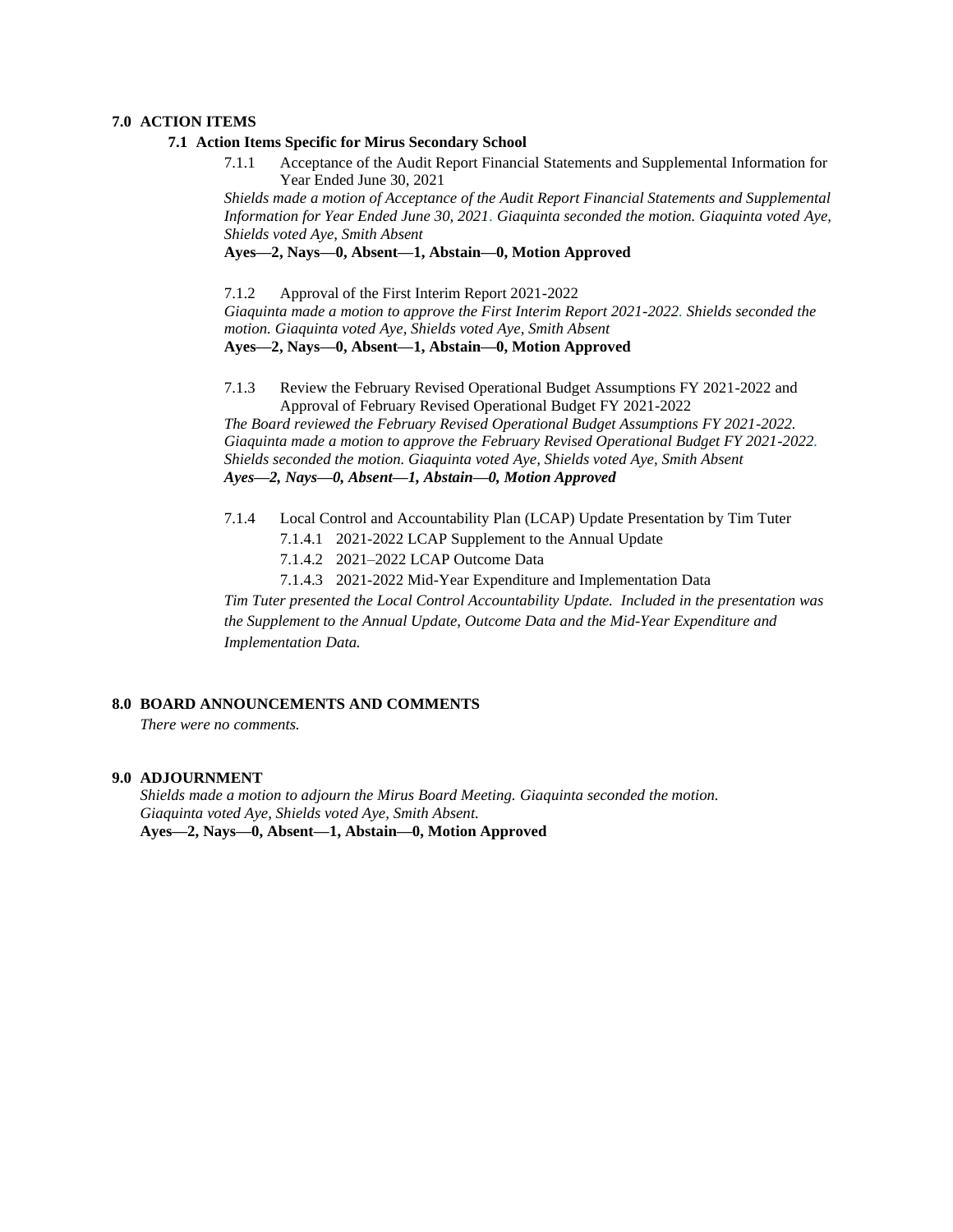## 7.0 ACTION ITEMS

### 7.1 Action Items Specific for Mirus Secondary School

7.1.1 Acceptance of the Audit Report Financial Statements and Supplemental Information for Year Ended June 30, 2021

*Shields made a motion of Acceptance of the Audit Report Financial Statements and Supplemental Information for Year Ended June 30, 2021. Giaquinta seconded the motion. Giaquinta voted Aye, Shields voted Aye, Smith Absent*

**Ayes—2, Nays—0, Absent—1, Abstain—0, Motion Approved**

7.1.2 Approval of the First Interim Report 2021-2022

*Giaquinta made a motion to approve the First Interim Report 2021-2022. Shields seconded the motion. Giaquinta voted Aye, Shields voted Aye, Smith Absent*

**Ayes—2, Nays—0, Absent—1, Abstain—0, Motion Approved**

7.1.3 Review the February Revised Operational Budget Assumptions FY 2021-2022 and Approval of February Revised Operational Budget FY 2021-2022

*The Board reviewed the February Revised Operational Budget Assumptions FY 2021-2022. Giaquinta made a motion to approve the February Revised Operational Budget FY 2021-2022. Shields seconded the motion. Giaquinta voted Aye, Shields voted Aye, Smith Absent*

***Ayes—2, Nays—0, Absent—1, Abstain—0, Motion Approved***

7.1.4 Local Control and Accountability Plan (LCAP) Update Presentation by Tim Tuter

- 7.1.4.1 2021-2022 LCAP Supplement to the Annual Update
- 7.1.4.2 2021–2022 LCAP Outcome Data
- 7.1.4.3 2021-2022 Mid-Year Expenditure and Implementation Data

*Tim Tuter presented the Local Control Accountability Update. Included in the presentation was the Supplement to the Annual Update, Outcome Data and the Mid-Year Expenditure and Implementation Data.*

## 8.0 BOARD ANNOUNCEMENTS AND COMMENTS

*There were no comments.*

## 9.0 ADJOURNMENT

*Shields made a motion to adjourn the Mirus Board Meeting. Giaquinta seconded the motion. Giaquinta voted Aye, Shields voted Aye, Smith Absent.*

**Ayes—2, Nays—0, Absent—1, Abstain—0, Motion Approved**